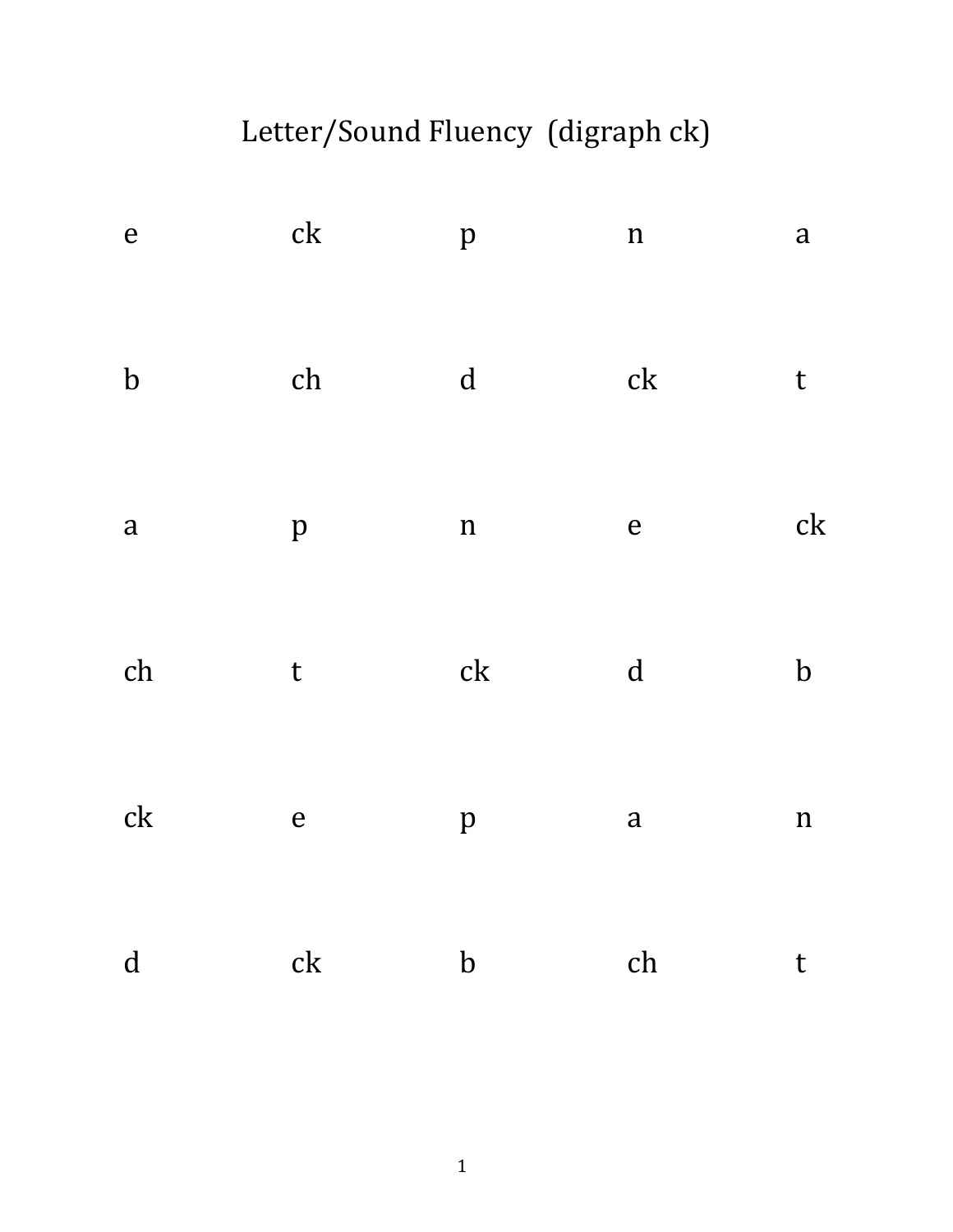# Letter/Sound Fluency (digraph ck)

| | | | | |
|---|---|---|---|---|
| e | ck | p | n | a |
| b | ch | d | ck | t |
| a | p | n | e | ck |
| ch | t | ck | d | b |
| ck | e | p | a | n |
| d | ck | b | ch | t |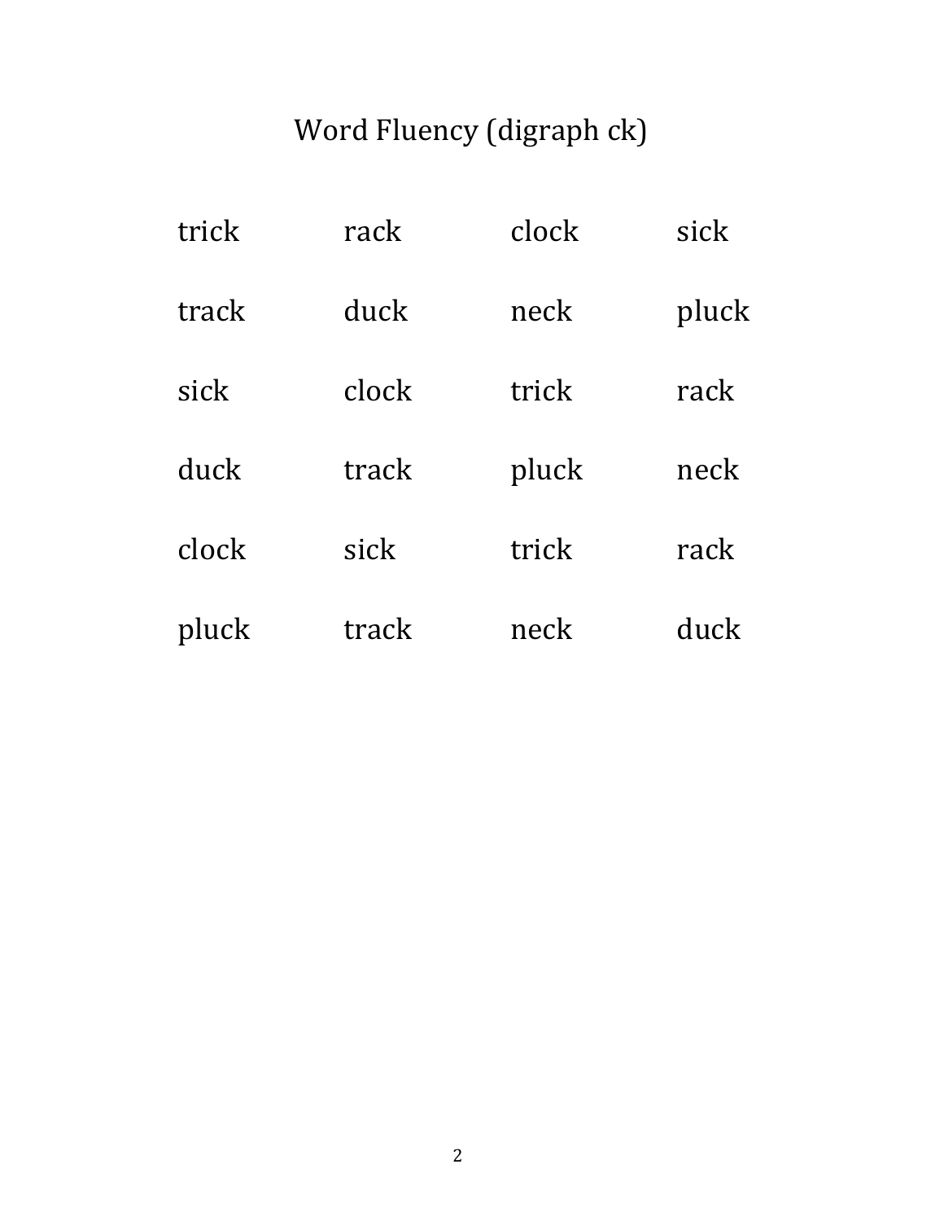# Word Fluency (digraph ck)

| | | | |
|---|---|---|---|
| trick | rack | clock | sick |
| track | duck | neck | pluck |
| sick | clock | trick | rack |
| duck | track | pluck | neck |
| clock | sick | trick | rack |
| pluck | track | neck | duck |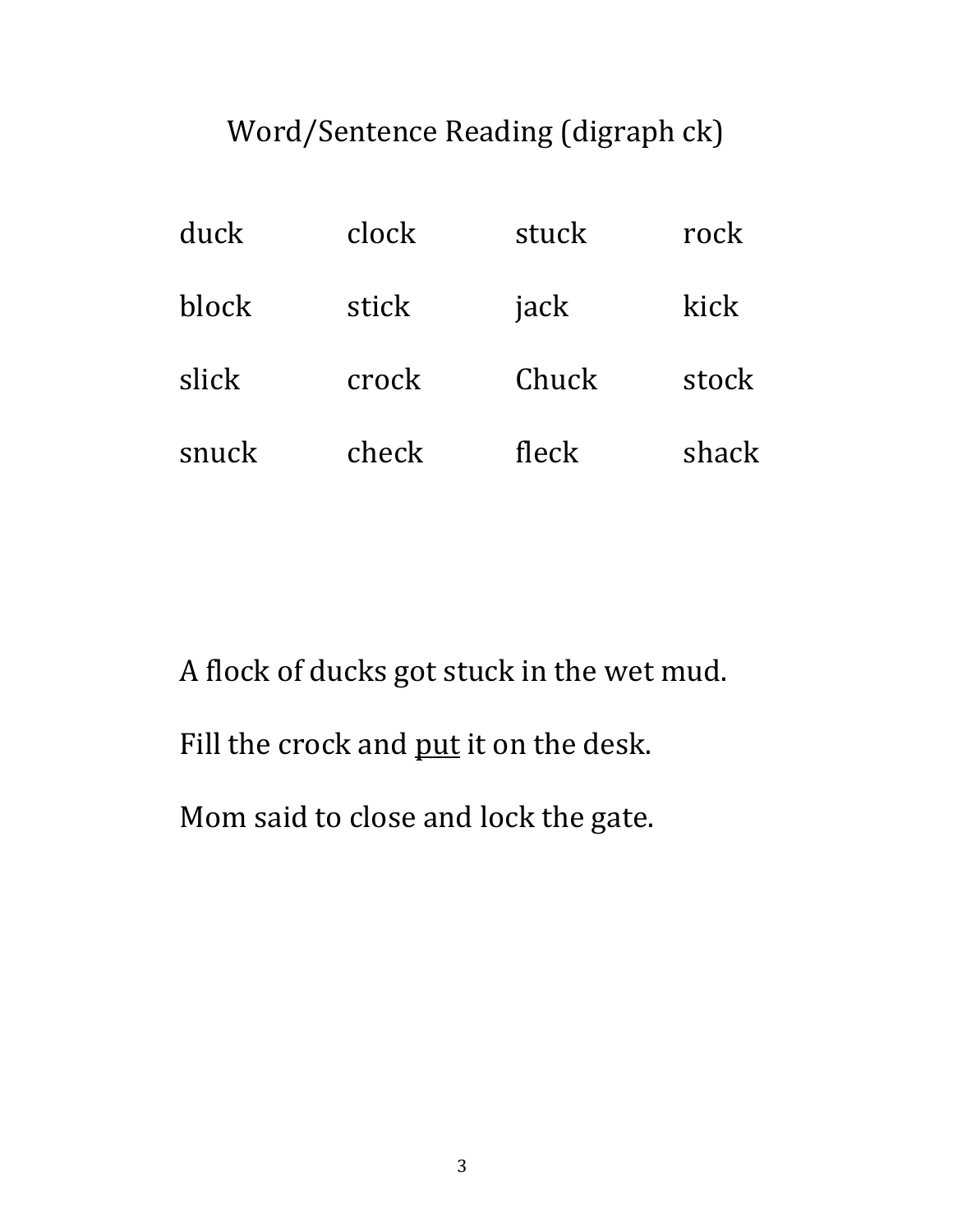# Word/Sentence Reading (digraph ck)

| | | | |
|---|---|---|---|
| duck | clock | stuck | rock |
| block | stick | jack | kick |
| slick | crock | Chuck | stock |
| snuck | check | fleck | shack |

A flock of ducks got stuck in the wet mud.

Fill the crock and <u>put</u> it on the desk.

Mom said to close and lock the gate.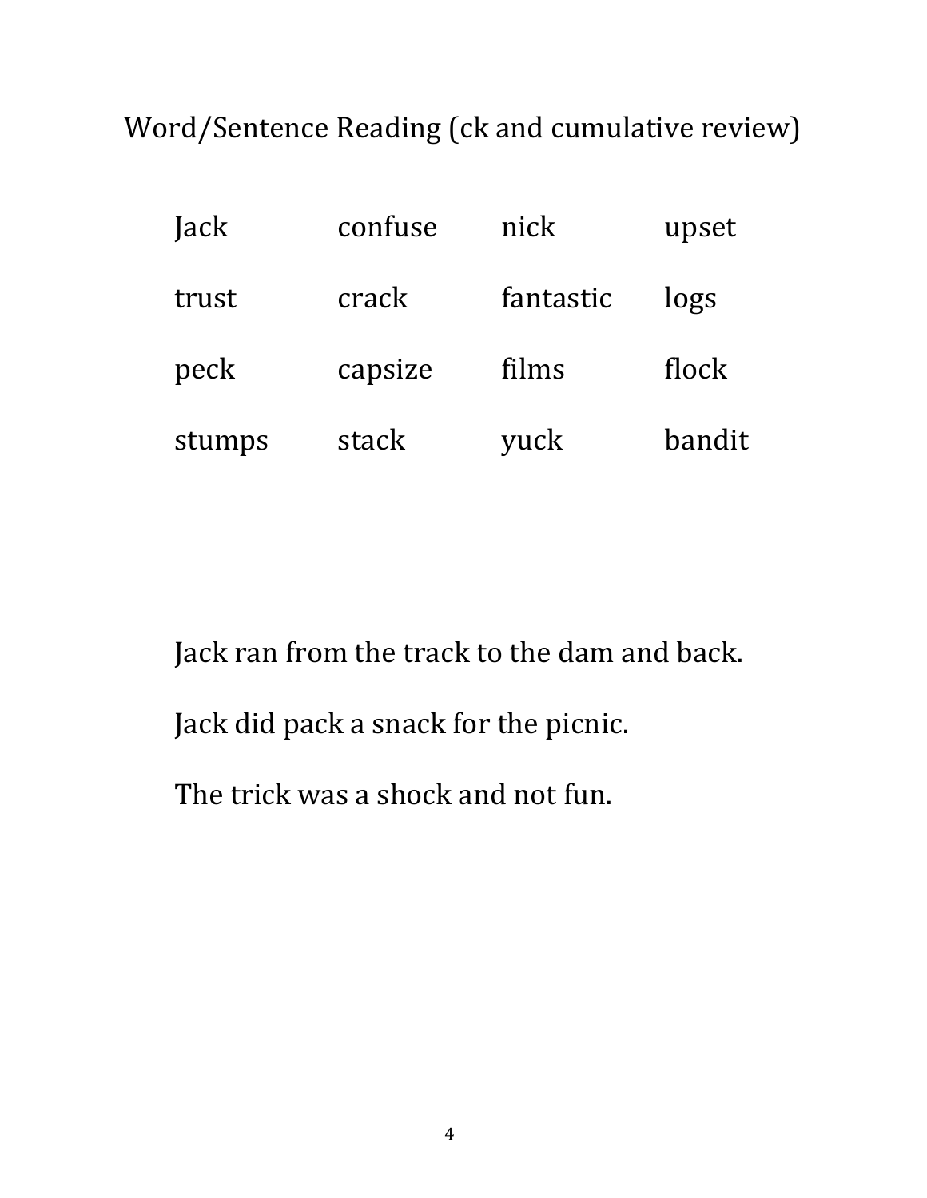# Word/Sentence Reading (ck and cumulative review)

| | | | |
|---|---|---|---|
| Jack | confuse | nick | upset |
| trust | crack | fantastic | logs |
| peck | capsize | films | flock |
| stumps | stack | yuck | bandit |

Jack ran from the track to the dam and back.

Jack did pack a snack for the picnic.

The trick was a shock and not fun.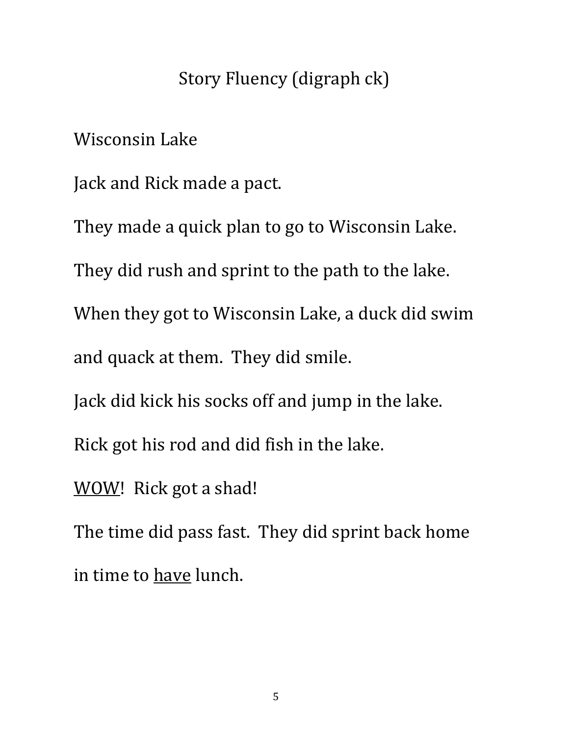# Story Fluency (digraph ck)

Wisconsin Lake

Jack and Rick made a pact.

They made a quick plan to go to Wisconsin Lake.

They did rush and sprint to the path to the lake.

When they got to Wisconsin Lake, a duck did swim and quack at them. They did smile.

Jack did kick his socks off and jump in the lake.

Rick got his rod and did fish in the lake.

<u>WOW</u>! Rick got a shad!

The time did pass fast. They did sprint back home in time to <u>have</u> lunch.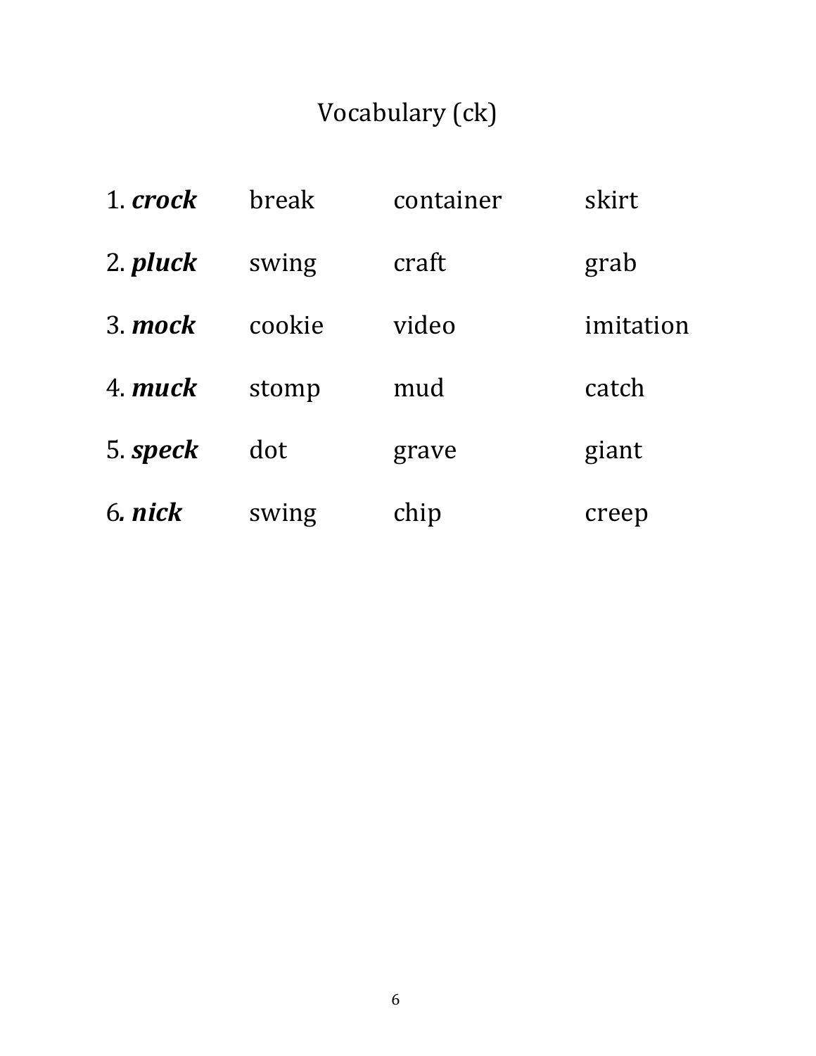# Vocabulary (ck)

| | | | |
|---|---|---|---|
| 1. ***crock*** | break | container | skirt |
| 2. ***pluck*** | swing | craft | grab |
| 3. ***mock*** | cookie | video | imitation |
| 4. ***muck*** | stomp | mud | catch |
| 5. ***speck*** | dot | grave | giant |
| 6***. nick*** | swing | chip | creep |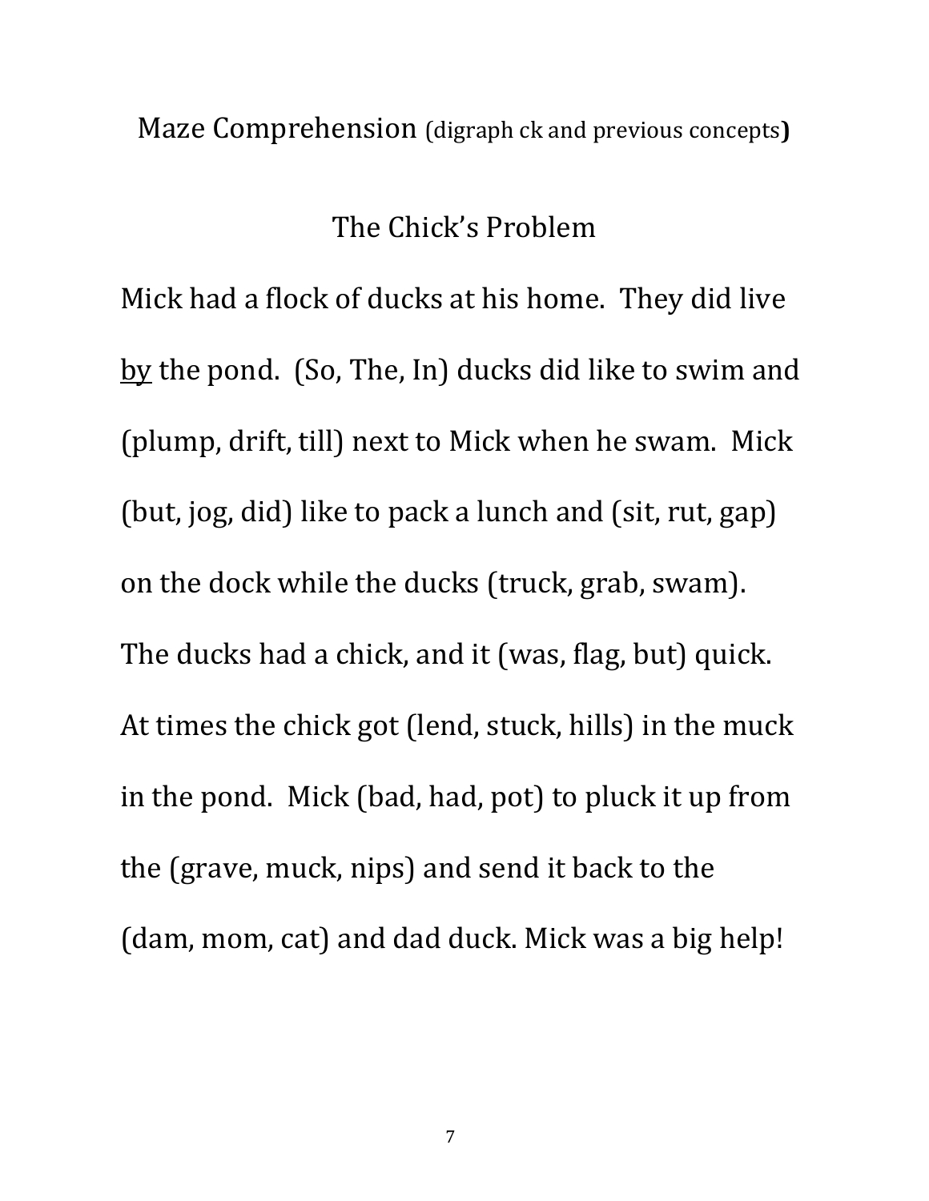Maze Comprehension (digraph ck and previous concepts**)**

## The Chick's Problem

Mick had a flock of ducks at his home. They did live <u>by</u> the pond. (So, The, In) ducks did like to swim and (plump, drift, till) next to Mick when he swam. Mick (but, jog, did) like to pack a lunch and (sit, rut, gap) on the dock while the ducks (truck, grab, swam). The ducks had a chick, and it (was, flag, but) quick. At times the chick got (lend, stuck, hills) in the muck in the pond. Mick (bad, had, pot) to pluck it up from the (grave, muck, nips) and send it back to the (dam, mom, cat) and dad duck. Mick was a big help!